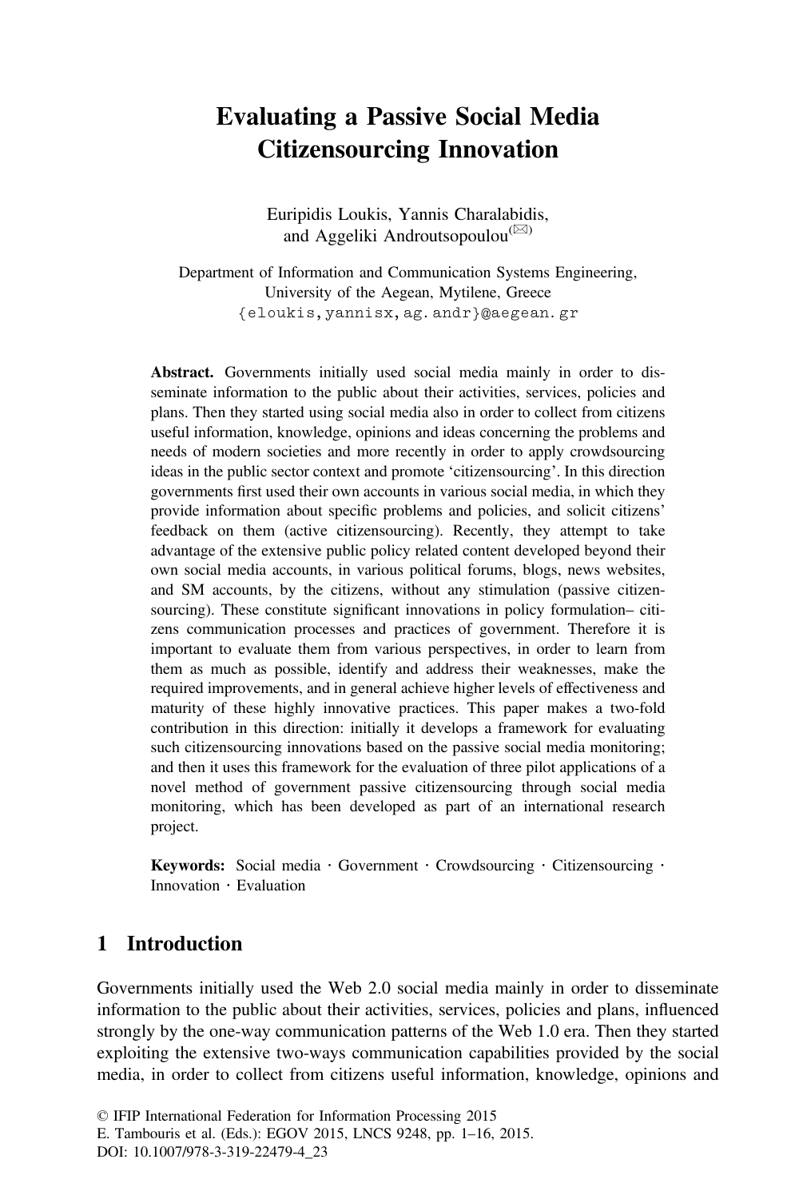# Evaluating a Passive Social Media Citizensourcing Innovation

Euripidis Loukis, Yannis Charalabidis, and Aggeliki Androutsopoulou(✉)

Department of Information and Communication Systems Engineering, University of the Aegean, Mytilene, Greece
{eloukis, yannisx, ag.andr}@aegean.gr

**Abstract.** Governments initially used social media mainly in order to disseminate information to the public about their activities, services, policies and plans. Then they started using social media also in order to collect from citizens useful information, knowledge, opinions and ideas concerning the problems and needs of modern societies and more recently in order to apply crowdsourcing ideas in the public sector context and promote 'citizensourcing'. In this direction governments first used their own accounts in various social media, in which they provide information about specific problems and policies, and solicit citizens' feedback on them (active citizensourcing). Recently, they attempt to take advantage of the extensive public policy related content developed beyond their own social media accounts, in various political forums, blogs, news websites, and SM accounts, by the citizens, without any stimulation (passive citizensourcing). These constitute significant innovations in policy formulation– citizens communication processes and practices of government. Therefore it is important to evaluate them from various perspectives, in order to learn from them as much as possible, identify and address their weaknesses, make the required improvements, and in general achieve higher levels of effectiveness and maturity of these highly innovative practices. This paper makes a two-fold contribution in this direction: initially it develops a framework for evaluating such citizensourcing innovations based on the passive social media monitoring; and then it uses this framework for the evaluation of three pilot applications of a novel method of government passive citizensourcing through social media monitoring, which has been developed as part of an international research project.

**Keywords:** Social media · Government · Crowdsourcing · Citizensourcing · Innovation · Evaluation

## 1 Introduction

Governments initially used the Web 2.0 social media mainly in order to disseminate information to the public about their activities, services, policies and plans, influenced strongly by the one-way communication patterns of the Web 1.0 era. Then they started exploiting the extensive two-ways communication capabilities provided by the social media, in order to collect from citizens useful information, knowledge, opinions and

© IFIP International Federation for Information Processing 2015
E. Tambouris et al. (Eds.): EGOV 2015, LNCS 9248, pp. 1–16, 2015.
DOI: 10.1007/978-3-319-22479-4_23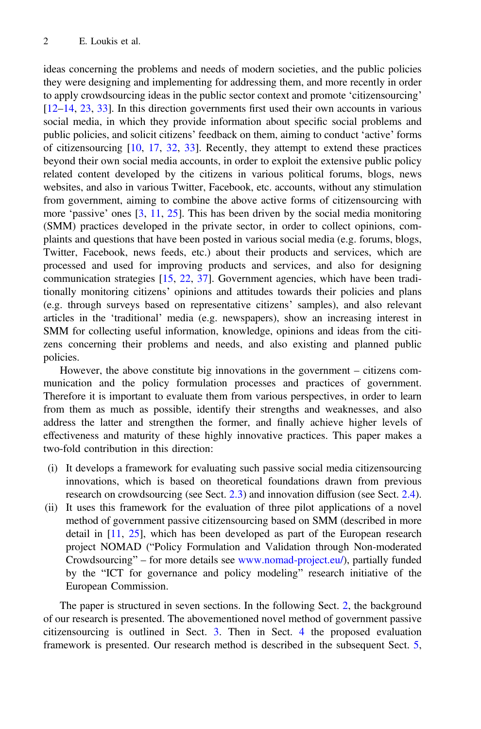ideas concerning the problems and needs of modern societies, and the public policies they were designing and implementing for addressing them, and more recently in order to apply crowdsourcing ideas in the public sector context and promote 'citizensourcing' [12–14, 23, 33]. In this direction governments first used their own accounts in various social media, in which they provide information about specific social problems and public policies, and solicit citizens' feedback on them, aiming to conduct 'active' forms of citizensourcing [10, 17, 32, 33]. Recently, they attempt to extend these practices beyond their own social media accounts, in order to exploit the extensive public policy related content developed by the citizens in various political forums, blogs, news websites, and also in various Twitter, Facebook, etc. accounts, without any stimulation from government, aiming to combine the above active forms of citizensourcing with more 'passive' ones [3, 11, 25]. This has been driven by the social media monitoring (SMM) practices developed in the private sector, in order to collect opinions, complaints and questions that have been posted in various social media (e.g. forums, blogs, Twitter, Facebook, news feeds, etc.) about their products and services, which are processed and used for improving products and services, and also for designing communication strategies [15, 22, 37]. Government agencies, which have been traditionally monitoring citizens' opinions and attitudes towards their policies and plans (e.g. through surveys based on representative citizens' samples), and also relevant articles in the 'traditional' media (e.g. newspapers), show an increasing interest in SMM for collecting useful information, knowledge, opinions and ideas from the citizens concerning their problems and needs, and also existing and planned public policies.

However, the above constitute big innovations in the government – citizens communication and the policy formulation processes and practices of government. Therefore it is important to evaluate them from various perspectives, in order to learn from them as much as possible, identify their strengths and weaknesses, and also address the latter and strengthen the former, and finally achieve higher levels of effectiveness and maturity of these highly innovative practices. This paper makes a two-fold contribution in this direction:

(i) It develops a framework for evaluating such passive social media citizensourcing innovations, which is based on theoretical foundations drawn from previous research on crowdsourcing (see Sect. 2.3) and innovation diffusion (see Sect. 2.4).
(ii) It uses this framework for the evaluation of three pilot applications of a novel method of government passive citizensourcing based on SMM (described in more detail in [11, 25], which has been developed as part of the European research project NOMAD ("Policy Formulation and Validation through Non-moderated Crowdsourcing" – for more details see www.nomad-project.eu/), partially funded by the "ICT for governance and policy modeling" research initiative of the European Commission.

The paper is structured in seven sections. In the following Sect. 2, the background of our research is presented. The abovementioned novel method of government passive citizensourcing is outlined in Sect. 3. Then in Sect. 4 the proposed evaluation framework is presented. Our research method is described in the subsequent Sect. 5,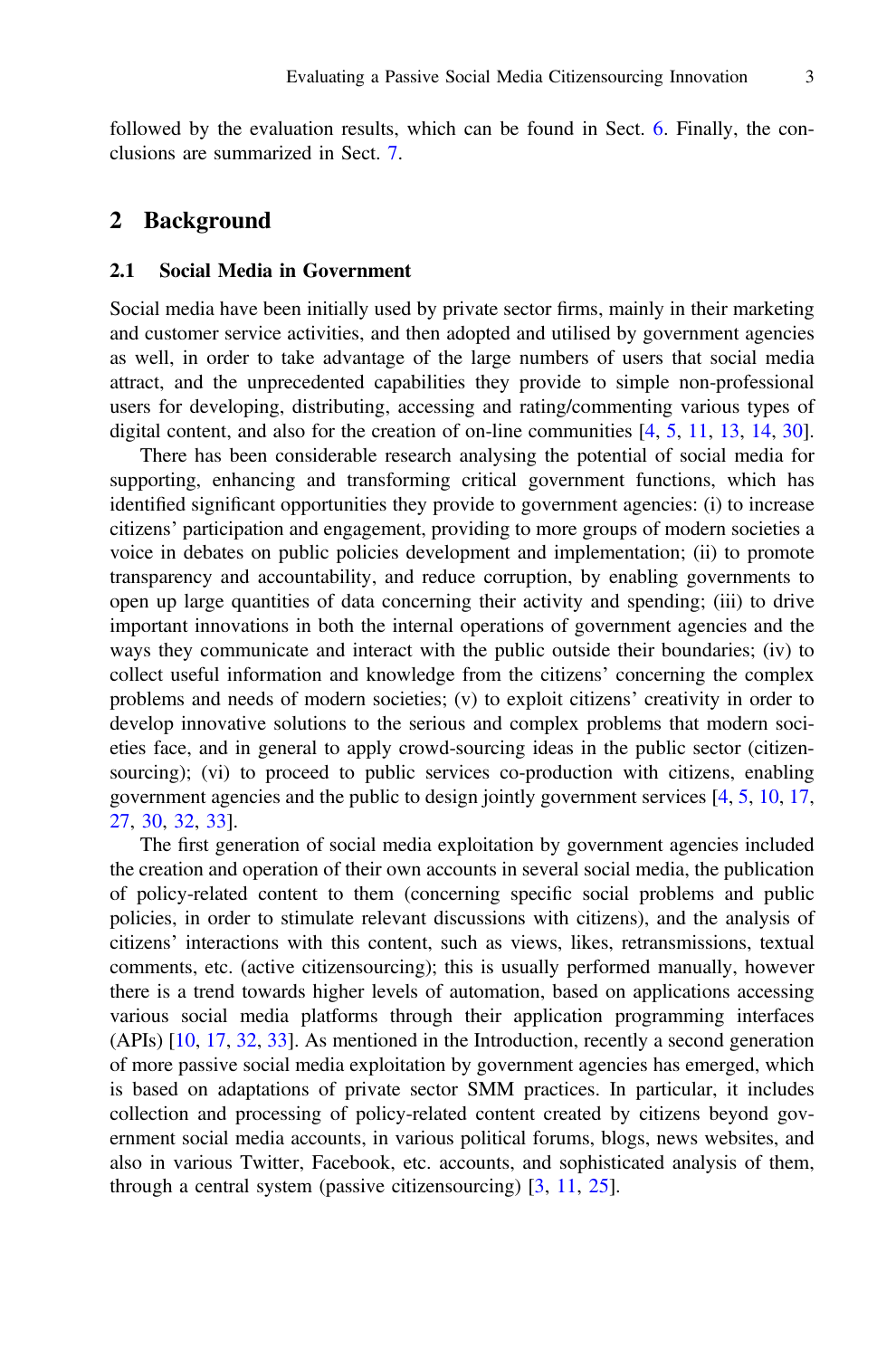followed by the evaluation results, which can be found in Sect. 6. Finally, the conclusions are summarized in Sect. 7.

## 2 Background

### 2.1 Social Media in Government

Social media have been initially used by private sector firms, mainly in their marketing and customer service activities, and then adopted and utilised by government agencies as well, in order to take advantage of the large numbers of users that social media attract, and the unprecedented capabilities they provide to simple non-professional users for developing, distributing, accessing and rating/commenting various types of digital content, and also for the creation of on-line communities [4, 5, 11, 13, 14, 30].

There has been considerable research analysing the potential of social media for supporting, enhancing and transforming critical government functions, which has identified significant opportunities they provide to government agencies: (i) to increase citizens' participation and engagement, providing to more groups of modern societies a voice in debates on public policies development and implementation; (ii) to promote transparency and accountability, and reduce corruption, by enabling governments to open up large quantities of data concerning their activity and spending; (iii) to drive important innovations in both the internal operations of government agencies and the ways they communicate and interact with the public outside their boundaries; (iv) to collect useful information and knowledge from the citizens' concerning the complex problems and needs of modern societies; (v) to exploit citizens' creativity in order to develop innovative solutions to the serious and complex problems that modern societies face, and in general to apply crowd-sourcing ideas in the public sector (citizensourcing); (vi) to proceed to public services co-production with citizens, enabling government agencies and the public to design jointly government services [4, 5, 10, 17, 27, 30, 32, 33].

The first generation of social media exploitation by government agencies included the creation and operation of their own accounts in several social media, the publication of policy-related content to them (concerning specific social problems and public policies, in order to stimulate relevant discussions with citizens), and the analysis of citizens' interactions with this content, such as views, likes, retransmissions, textual comments, etc. (active citizensourcing); this is usually performed manually, however there is a trend towards higher levels of automation, based on applications accessing various social media platforms through their application programming interfaces (APIs) [10, 17, 32, 33]. As mentioned in the Introduction, recently a second generation of more passive social media exploitation by government agencies has emerged, which is based on adaptations of private sector SMM practices. In particular, it includes collection and processing of policy-related content created by citizens beyond government social media accounts, in various political forums, blogs, news websites, and also in various Twitter, Facebook, etc. accounts, and sophisticated analysis of them, through a central system (passive citizensourcing) [3, 11, 25].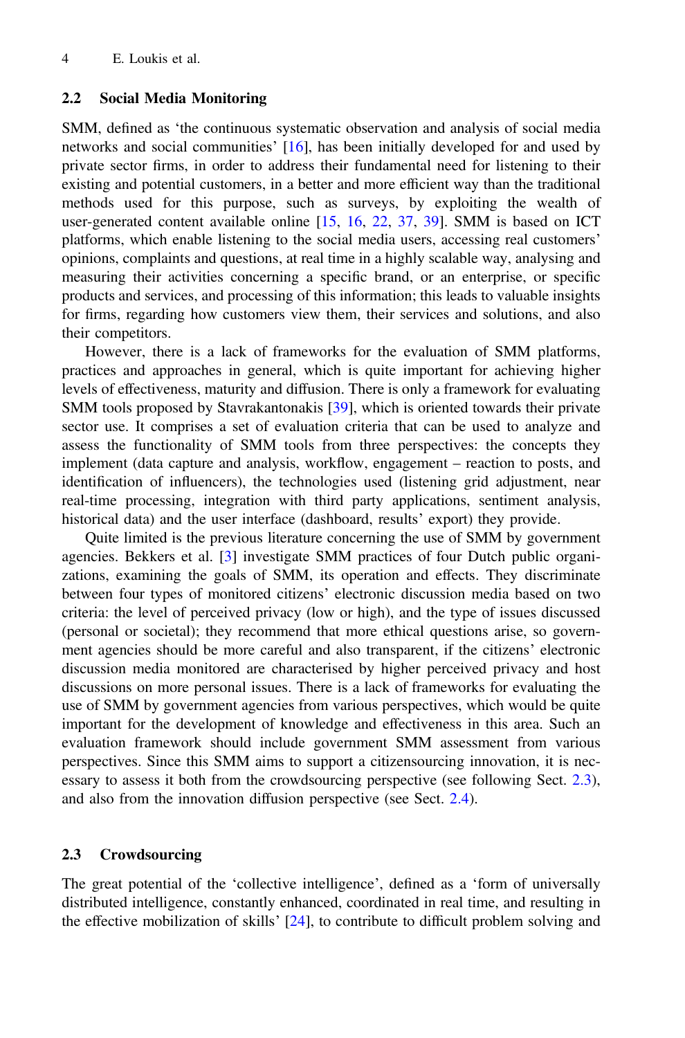## 2.2 Social Media Monitoring

SMM, defined as 'the continuous systematic observation and analysis of social media networks and social communities' [16], has been initially developed for and used by private sector firms, in order to address their fundamental need for listening to their existing and potential customers, in a better and more efficient way than the traditional methods used for this purpose, such as surveys, by exploiting the wealth of user-generated content available online [15, 16, 22, 37, 39]. SMM is based on ICT platforms, which enable listening to the social media users, accessing real customers' opinions, complaints and questions, at real time in a highly scalable way, analysing and measuring their activities concerning a specific brand, or an enterprise, or specific products and services, and processing of this information; this leads to valuable insights for firms, regarding how customers view them, their services and solutions, and also their competitors.

However, there is a lack of frameworks for the evaluation of SMM platforms, practices and approaches in general, which is quite important for achieving higher levels of effectiveness, maturity and diffusion. There is only a framework for evaluating SMM tools proposed by Stavrakantonakis [39], which is oriented towards their private sector use. It comprises a set of evaluation criteria that can be used to analyze and assess the functionality of SMM tools from three perspectives: the concepts they implement (data capture and analysis, workflow, engagement – reaction to posts, and identification of influencers), the technologies used (listening grid adjustment, near real-time processing, integration with third party applications, sentiment analysis, historical data) and the user interface (dashboard, results' export) they provide.

Quite limited is the previous literature concerning the use of SMM by government agencies. Bekkers et al. [3] investigate SMM practices of four Dutch public organizations, examining the goals of SMM, its operation and effects. They discriminate between four types of monitored citizens' electronic discussion media based on two criteria: the level of perceived privacy (low or high), and the type of issues discussed (personal or societal); they recommend that more ethical questions arise, so government agencies should be more careful and also transparent, if the citizens' electronic discussion media monitored are characterised by higher perceived privacy and host discussions on more personal issues. There is a lack of frameworks for evaluating the use of SMM by government agencies from various perspectives, which would be quite important for the development of knowledge and effectiveness in this area. Such an evaluation framework should include government SMM assessment from various perspectives. Since this SMM aims to support a citizensourcing innovation, it is necessary to assess it both from the crowdsourcing perspective (see following Sect. 2.3), and also from the innovation diffusion perspective (see Sect. 2.4).

## 2.3 Crowdsourcing

The great potential of the 'collective intelligence', defined as a 'form of universally distributed intelligence, constantly enhanced, coordinated in real time, and resulting in the effective mobilization of skills' [24], to contribute to difficult problem solving and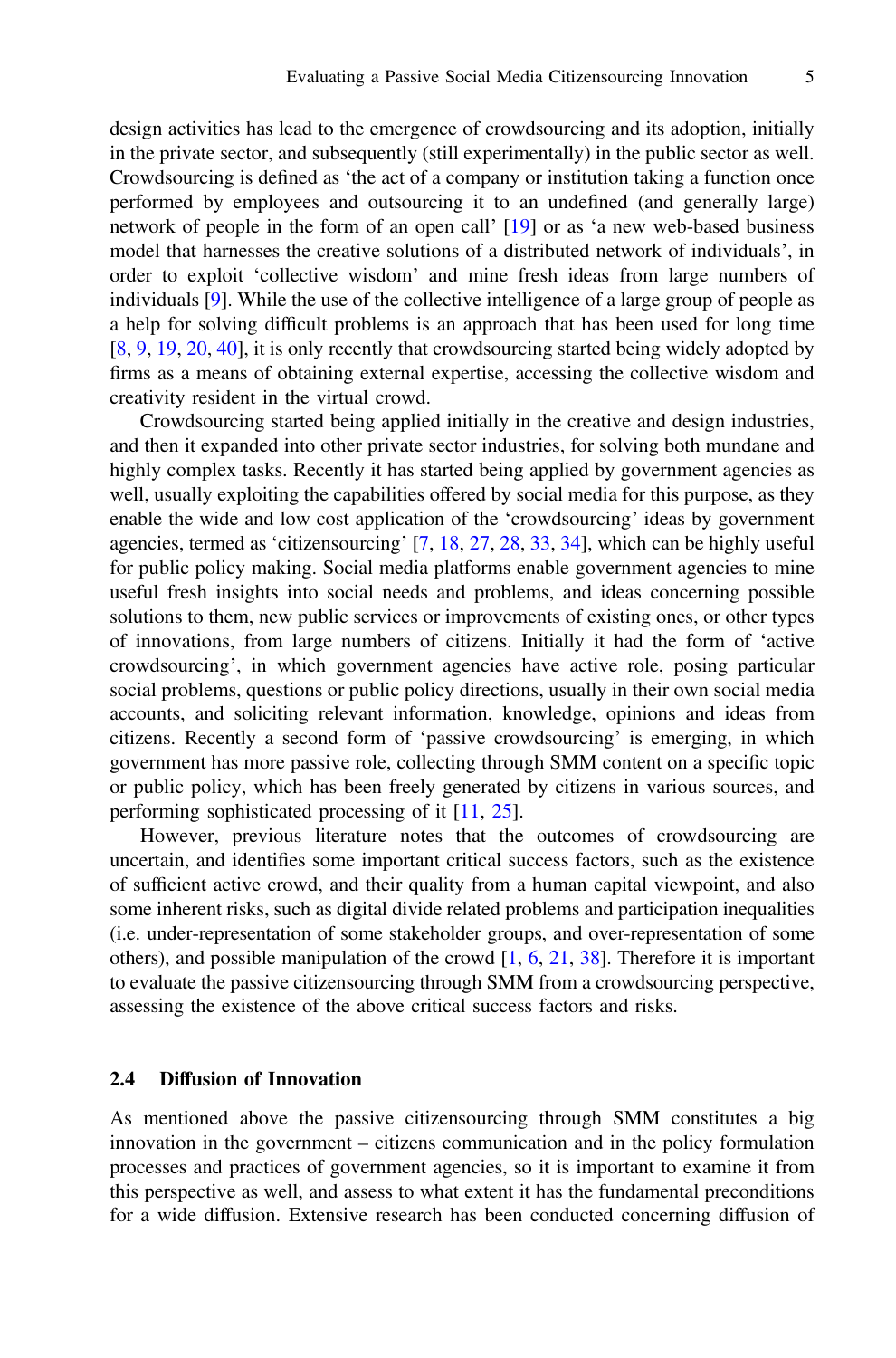design activities has lead to the emergence of crowdsourcing and its adoption, initially in the private sector, and subsequently (still experimentally) in the public sector as well. Crowdsourcing is defined as 'the act of a company or institution taking a function once performed by employees and outsourcing it to an undefined (and generally large) network of people in the form of an open call' [19] or as 'a new web-based business model that harnesses the creative solutions of a distributed network of individuals', in order to exploit 'collective wisdom' and mine fresh ideas from large numbers of individuals [9]. While the use of the collective intelligence of a large group of people as a help for solving difficult problems is an approach that has been used for long time [8, 9, 19, 20, 40], it is only recently that crowdsourcing started being widely adopted by firms as a means of obtaining external expertise, accessing the collective wisdom and creativity resident in the virtual crowd.

Crowdsourcing started being applied initially in the creative and design industries, and then it expanded into other private sector industries, for solving both mundane and highly complex tasks. Recently it has started being applied by government agencies as well, usually exploiting the capabilities offered by social media for this purpose, as they enable the wide and low cost application of the 'crowdsourcing' ideas by government agencies, termed as 'citizensourcing' [7, 18, 27, 28, 33, 34], which can be highly useful for public policy making. Social media platforms enable government agencies to mine useful fresh insights into social needs and problems, and ideas concerning possible solutions to them, new public services or improvements of existing ones, or other types of innovations, from large numbers of citizens. Initially it had the form of 'active crowdsourcing', in which government agencies have active role, posing particular social problems, questions or public policy directions, usually in their own social media accounts, and soliciting relevant information, knowledge, opinions and ideas from citizens. Recently a second form of 'passive crowdsourcing' is emerging, in which government has more passive role, collecting through SMM content on a specific topic or public policy, which has been freely generated by citizens in various sources, and performing sophisticated processing of it [11, 25].

However, previous literature notes that the outcomes of crowdsourcing are uncertain, and identifies some important critical success factors, such as the existence of sufficient active crowd, and their quality from a human capital viewpoint, and also some inherent risks, such as digital divide related problems and participation inequalities (i.e. under-representation of some stakeholder groups, and over-representation of some others), and possible manipulation of the crowd [1, 6, 21, 38]. Therefore it is important to evaluate the passive citizensourcing through SMM from a crowdsourcing perspective, assessing the existence of the above critical success factors and risks.

### 2.4 Diffusion of Innovation

As mentioned above the passive citizensourcing through SMM constitutes a big innovation in the government – citizens communication and in the policy formulation processes and practices of government agencies, so it is important to examine it from this perspective as well, and assess to what extent it has the fundamental preconditions for a wide diffusion. Extensive research has been conducted concerning diffusion of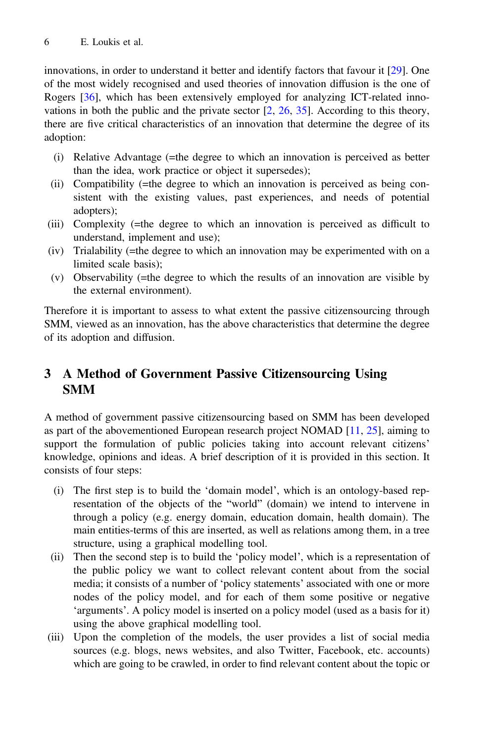innovations, in order to understand it better and identify factors that favour it [29]. One of the most widely recognised and used theories of innovation diffusion is the one of Rogers [36], which has been extensively employed for analyzing ICT-related innovations in both the public and the private sector [2, 26, 35]. According to this theory, there are five critical characteristics of an innovation that determine the degree of its adoption:

(i) Relative Advantage (=the degree to which an innovation is perceived as better than the idea, work practice or object it supersedes);
(ii) Compatibility (=the degree to which an innovation is perceived as being consistent with the existing values, past experiences, and needs of potential adopters);
(iii) Complexity (=the degree to which an innovation is perceived as difficult to understand, implement and use);
(iv) Trialability (=the degree to which an innovation may be experimented with on a limited scale basis);
(v) Observability (=the degree to which the results of an innovation are visible by the external environment).

Therefore it is important to assess to what extent the passive citizensourcing through SMM, viewed as an innovation, has the above characteristics that determine the degree of its adoption and diffusion.

## 3 A Method of Government Passive Citizensourcing Using SMM

A method of government passive citizensourcing based on SMM has been developed as part of the abovementioned European research project NOMAD [11, 25], aiming to support the formulation of public policies taking into account relevant citizens' knowledge, opinions and ideas. A brief description of it is provided in this section. It consists of four steps:

(i) The first step is to build the 'domain model', which is an ontology-based representation of the objects of the "world" (domain) we intend to intervene in through a policy (e.g. energy domain, education domain, health domain). The main entities-terms of this are inserted, as well as relations among them, in a tree structure, using a graphical modelling tool.
(ii) Then the second step is to build the 'policy model', which is a representation of the public policy we want to collect relevant content about from the social media; it consists of a number of 'policy statements' associated with one or more nodes of the policy model, and for each of them some positive or negative 'arguments'. A policy model is inserted on a policy model (used as a basis for it) using the above graphical modelling tool.
(iii) Upon the completion of the models, the user provides a list of social media sources (e.g. blogs, news websites, and also Twitter, Facebook, etc. accounts) which are going to be crawled, in order to find relevant content about the topic or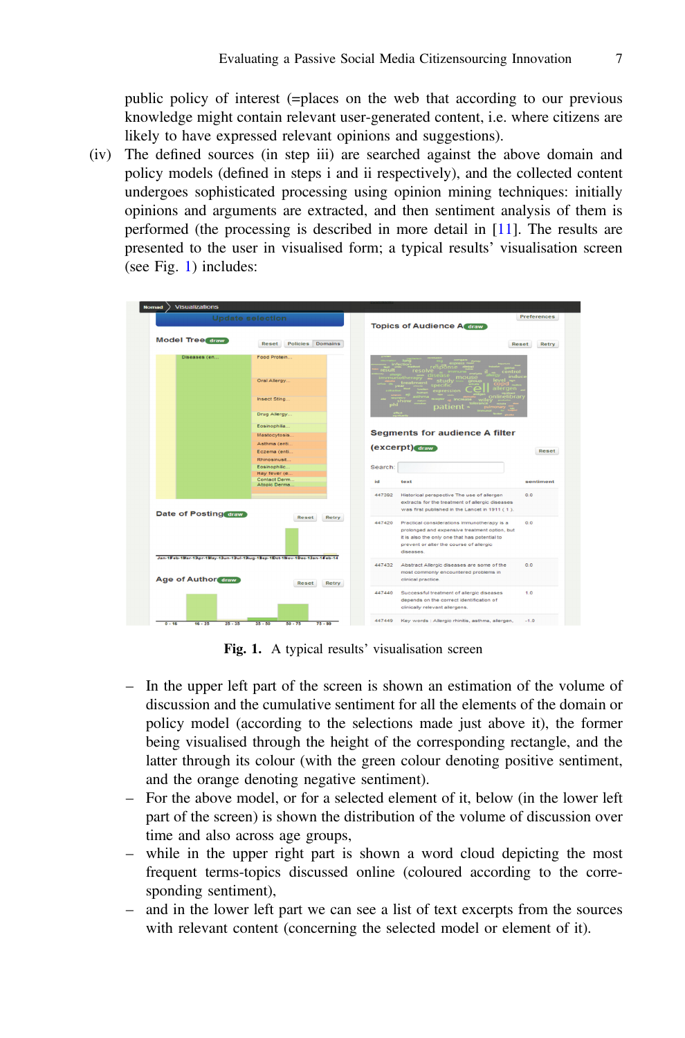public policy of interest (=places on the web that according to our previous knowledge might contain relevant user-generated content, i.e. where citizens are likely to have expressed relevant opinions and suggestions).

(iv) The defined sources (in step iii) are searched against the above domain and policy models (defined in steps i and ii respectively), and the collected content undergoes sophisticated processing using opinion mining techniques: initially opinions and arguments are extracted, and then sentiment analysis of them is performed (the processing is described in more detail in [11]. The results are presented to the user in visualised form; a typical results' visualisation screen (see Fig. 1) includes:

**Fig. 1.** A typical results' visualisation screen

- In the upper left part of the screen is shown an estimation of the volume of discussion and the cumulative sentiment for all the elements of the domain or policy model (according to the selections made just above it), the former being visualised through the height of the corresponding rectangle, and the latter through its colour (with the green colour denoting positive sentiment, and the orange denoting negative sentiment).
- For the above model, or for a selected element of it, below (in the lower left part of the screen) is shown the distribution of the volume of discussion over time and also across age groups,
- while in the upper right part is shown a word cloud depicting the most frequent terms-topics discussed online (coloured according to the corresponding sentiment),
- and in the lower left part we can see a list of text excerpts from the sources with relevant content (concerning the selected model or element of it).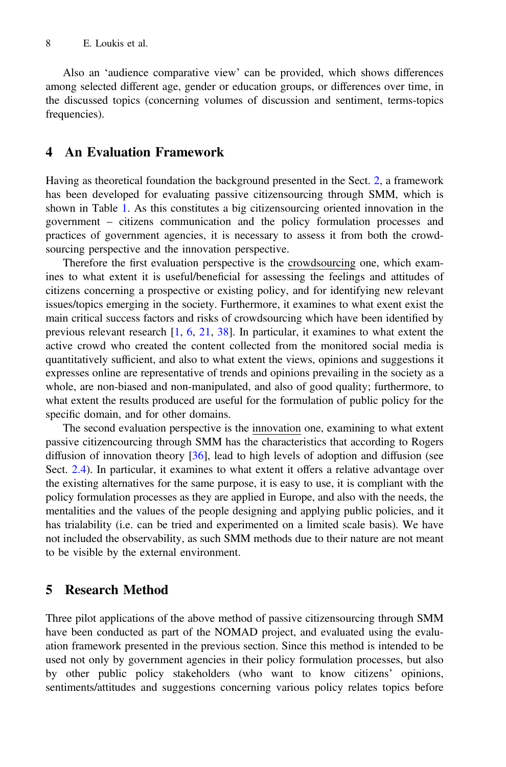Also an 'audience comparative view' can be provided, which shows differences among selected different age, gender or education groups, or differences over time, in the discussed topics (concerning volumes of discussion and sentiment, terms-topics frequencies).

## 4 An Evaluation Framework

Having as theoretical foundation the background presented in the Sect. 2, a framework has been developed for evaluating passive citizensourcing through SMM, which is shown in Table 1. As this constitutes a big citizensourcing oriented innovation in the government – citizens communication and the policy formulation processes and practices of government agencies, it is necessary to assess it from both the crowdsourcing perspective and the innovation perspective.

Therefore the first evaluation perspective is the crowdsourcing one, which examines to what extent it is useful/beneficial for assessing the feelings and attitudes of citizens concerning a prospective or existing policy, and for identifying new relevant issues/topics emerging in the society. Furthermore, it examines to what extent exist the main critical success factors and risks of crowdsourcing which have been identified by previous relevant research [1, 6, 21, 38]. In particular, it examines to what extent the active crowd who created the content collected from the monitored social media is quantitatively sufficient, and also to what extent the views, opinions and suggestions it expresses online are representative of trends and opinions prevailing in the society as a whole, are non-biased and non-manipulated, and also of good quality; furthermore, to what extent the results produced are useful for the formulation of public policy for the specific domain, and for other domains.

The second evaluation perspective is the innovation one, examining to what extent passive citizencourcing through SMM has the characteristics that according to Rogers diffusion of innovation theory [36], lead to high levels of adoption and diffusion (see Sect. 2.4). In particular, it examines to what extent it offers a relative advantage over the existing alternatives for the same purpose, it is easy to use, it is compliant with the policy formulation processes as they are applied in Europe, and also with the needs, the mentalities and the values of the people designing and applying public policies, and it has trialability (i.e. can be tried and experimented on a limited scale basis). We have not included the observability, as such SMM methods due to their nature are not meant to be visible by the external environment.

## 5 Research Method

Three pilot applications of the above method of passive citizensourcing through SMM have been conducted as part of the NOMAD project, and evaluated using the evaluation framework presented in the previous section. Since this method is intended to be used not only by government agencies in their policy formulation processes, but also by other public policy stakeholders (who want to know citizens' opinions, sentiments/attitudes and suggestions concerning various policy relates topics before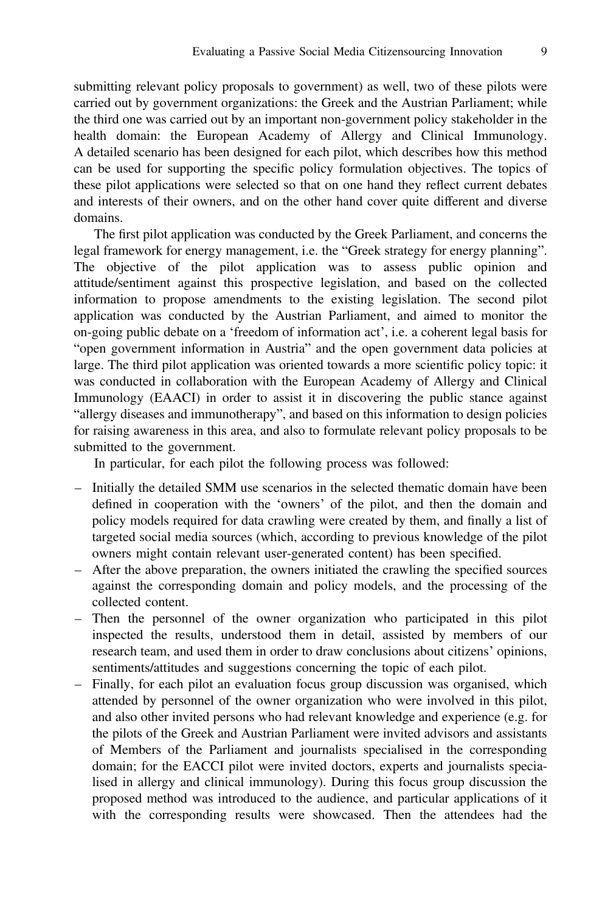submitting relevant policy proposals to government) as well, two of these pilots were carried out by government organizations: the Greek and the Austrian Parliament; while the third one was carried out by an important non-government policy stakeholder in the health domain: the European Academy of Allergy and Clinical Immunology. A detailed scenario has been designed for each pilot, which describes how this method can be used for supporting the specific policy formulation objectives. The topics of these pilot applications were selected so that on one hand they reflect current debates and interests of their owners, and on the other hand cover quite different and diverse domains.

The first pilot application was conducted by the Greek Parliament, and concerns the legal framework for energy management, i.e. the "Greek strategy for energy planning". The objective of the pilot application was to assess public opinion and attitude/sentiment against this prospective legislation, and based on the collected information to propose amendments to the existing legislation. The second pilot application was conducted by the Austrian Parliament, and aimed to monitor the on-going public debate on a 'freedom of information act', i.e. a coherent legal basis for "open government information in Austria" and the open government data policies at large. The third pilot application was oriented towards a more scientific policy topic: it was conducted in collaboration with the European Academy of Allergy and Clinical Immunology (EAACI) in order to assist it in discovering the public stance against "allergy diseases and immunotherapy", and based on this information to design policies for raising awareness in this area, and also to formulate relevant policy proposals to be submitted to the government.

In particular, for each pilot the following process was followed:

– Initially the detailed SMM use scenarios in the selected thematic domain have been defined in cooperation with the 'owners' of the pilot, and then the domain and policy models required for data crawling were created by them, and finally a list of targeted social media sources (which, according to previous knowledge of the pilot owners might contain relevant user-generated content) has been specified.
– After the above preparation, the owners initiated the crawling the specified sources against the corresponding domain and policy models, and the processing of the collected content.
– Then the personnel of the owner organization who participated in this pilot inspected the results, understood them in detail, assisted by members of our research team, and used them in order to draw conclusions about citizens' opinions, sentiments/attitudes and suggestions concerning the topic of each pilot.
– Finally, for each pilot an evaluation focus group discussion was organised, which attended by personnel of the owner organization who were involved in this pilot, and also other invited persons who had relevant knowledge and experience (e.g. for the pilots of the Greek and Austrian Parliament were invited advisors and assistants of Members of the Parliament and journalists specialised in the corresponding domain; for the EACCI pilot were invited doctors, experts and journalists specialised in allergy and clinical immunology). During this focus group discussion the proposed method was introduced to the audience, and particular applications of it with the corresponding results were showcased. Then the attendees had the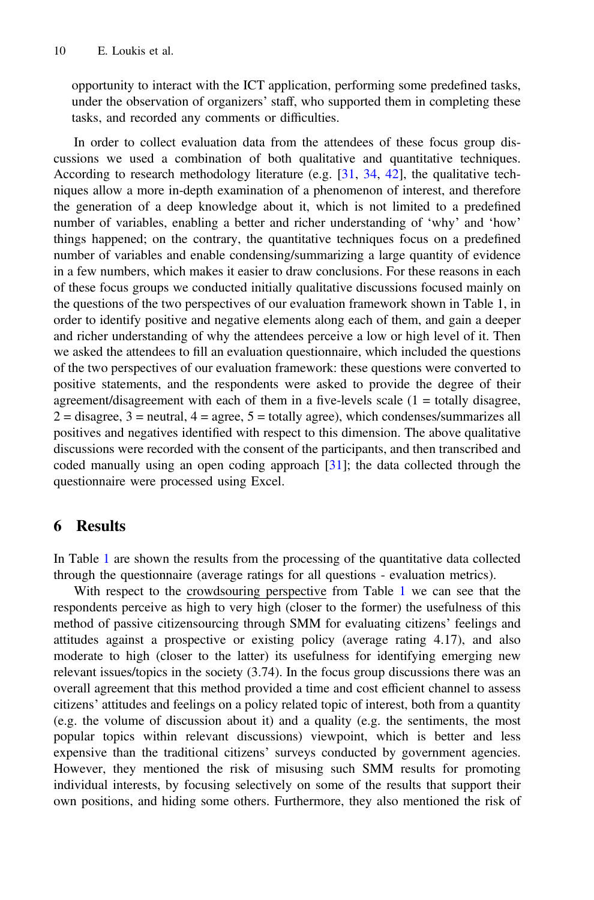opportunity to interact with the ICT application, performing some predefined tasks, under the observation of organizers' staff, who supported them in completing these tasks, and recorded any comments or difficulties.

In order to collect evaluation data from the attendees of these focus group discussions we used a combination of both qualitative and quantitative techniques. According to research methodology literature (e.g. [31, 34, 42], the qualitative techniques allow a more in-depth examination of a phenomenon of interest, and therefore the generation of a deep knowledge about it, which is not limited to a predefined number of variables, enabling a better and richer understanding of 'why' and 'how' things happened; on the contrary, the quantitative techniques focus on a predefined number of variables and enable condensing/summarizing a large quantity of evidence in a few numbers, which makes it easier to draw conclusions. For these reasons in each of these focus groups we conducted initially qualitative discussions focused mainly on the questions of the two perspectives of our evaluation framework shown in Table 1, in order to identify positive and negative elements along each of them, and gain a deeper and richer understanding of why the attendees perceive a low or high level of it. Then we asked the attendees to fill an evaluation questionnaire, which included the questions of the two perspectives of our evaluation framework: these questions were converted to positive statements, and the respondents were asked to provide the degree of their agreement/disagreement with each of them in a five-levels scale (1 = totally disagree, 2 = disagree, 3 = neutral, 4 = agree, 5 = totally agree), which condenses/summarizes all positives and negatives identified with respect to this dimension. The above qualitative discussions were recorded with the consent of the participants, and then transcribed and coded manually using an open coding approach [31]; the data collected through the questionnaire were processed using Excel.

## 6 Results

In Table 1 are shown the results from the processing of the quantitative data collected through the questionnaire (average ratings for all questions - evaluation metrics).

With respect to the crowdsouring perspective from Table 1 we can see that the respondents perceive as high to very high (closer to the former) the usefulness of this method of passive citizensourcing through SMM for evaluating citizens' feelings and attitudes against a prospective or existing policy (average rating 4.17), and also moderate to high (closer to the latter) its usefulness for identifying emerging new relevant issues/topics in the society (3.74). In the focus group discussions there was an overall agreement that this method provided a time and cost efficient channel to assess citizens' attitudes and feelings on a policy related topic of interest, both from a quantity (e.g. the volume of discussion about it) and a quality (e.g. the sentiments, the most popular topics within relevant discussions) viewpoint, which is better and less expensive than the traditional citizens' surveys conducted by government agencies. However, they mentioned the risk of misusing such SMM results for promoting individual interests, by focusing selectively on some of the results that support their own positions, and hiding some others. Furthermore, they also mentioned the risk of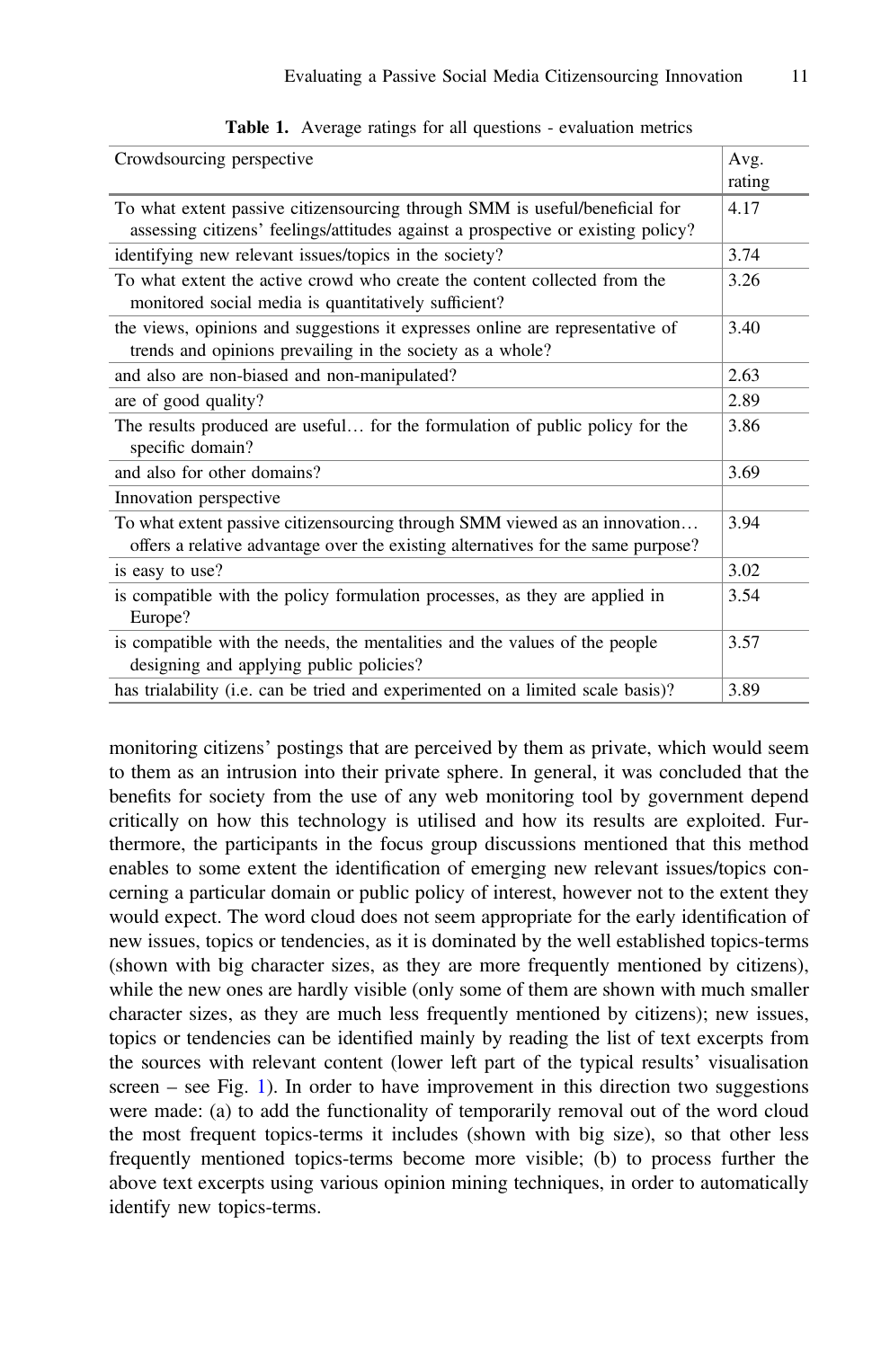**Table 1.** Average ratings for all questions - evaluation metrics

| Crowdsourcing perspective | Avg. rating |
|---|---|
| To what extent passive citizensourcing through SMM is useful/beneficial for assessing citizens' feelings/attitudes against a prospective or existing policy? | 4.17 |
| identifying new relevant issues/topics in the society? | 3.74 |
| To what extent the active crowd who create the content collected from the monitored social media is quantitatively sufficient? | 3.26 |
| the views, opinions and suggestions it expresses online are representative of trends and opinions prevailing in the society as a whole? | 3.40 |
| and also are non-biased and non-manipulated? | 2.63 |
| are of good quality? | 2.89 |
| The results produced are useful… for the formulation of public policy for the specific domain? | 3.86 |
| and also for other domains? | 3.69 |
| Innovation perspective | |
| To what extent passive citizensourcing through SMM viewed as an innovation… offers a relative advantage over the existing alternatives for the same purpose? | 3.94 |
| is easy to use? | 3.02 |
| is compatible with the policy formulation processes, as they are applied in Europe? | 3.54 |
| is compatible with the needs, the mentalities and the values of the people designing and applying public policies? | 3.57 |
| has trialability (i.e. can be tried and experimented on a limited scale basis)? | 3.89 |

monitoring citizens' postings that are perceived by them as private, which would seem to them as an intrusion into their private sphere. In general, it was concluded that the benefits for society from the use of any web monitoring tool by government depend critically on how this technology is utilised and how its results are exploited. Furthermore, the participants in the focus group discussions mentioned that this method enables to some extent the identification of emerging new relevant issues/topics concerning a particular domain or public policy of interest, however not to the extent they would expect. The word cloud does not seem appropriate for the early identification of new issues, topics or tendencies, as it is dominated by the well established topics-terms (shown with big character sizes, as they are more frequently mentioned by citizens), while the new ones are hardly visible (only some of them are shown with much smaller character sizes, as they are much less frequently mentioned by citizens); new issues, topics or tendencies can be identified mainly by reading the list of text excerpts from the sources with relevant content (lower left part of the typical results' visualisation screen – see Fig. 1). In order to have improvement in this direction two suggestions were made: (a) to add the functionality of temporarily removal out of the word cloud the most frequent topics-terms it includes (shown with big size), so that other less frequently mentioned topics-terms become more visible; (b) to process further the above text excerpts using various opinion mining techniques, in order to automatically identify new topics-terms.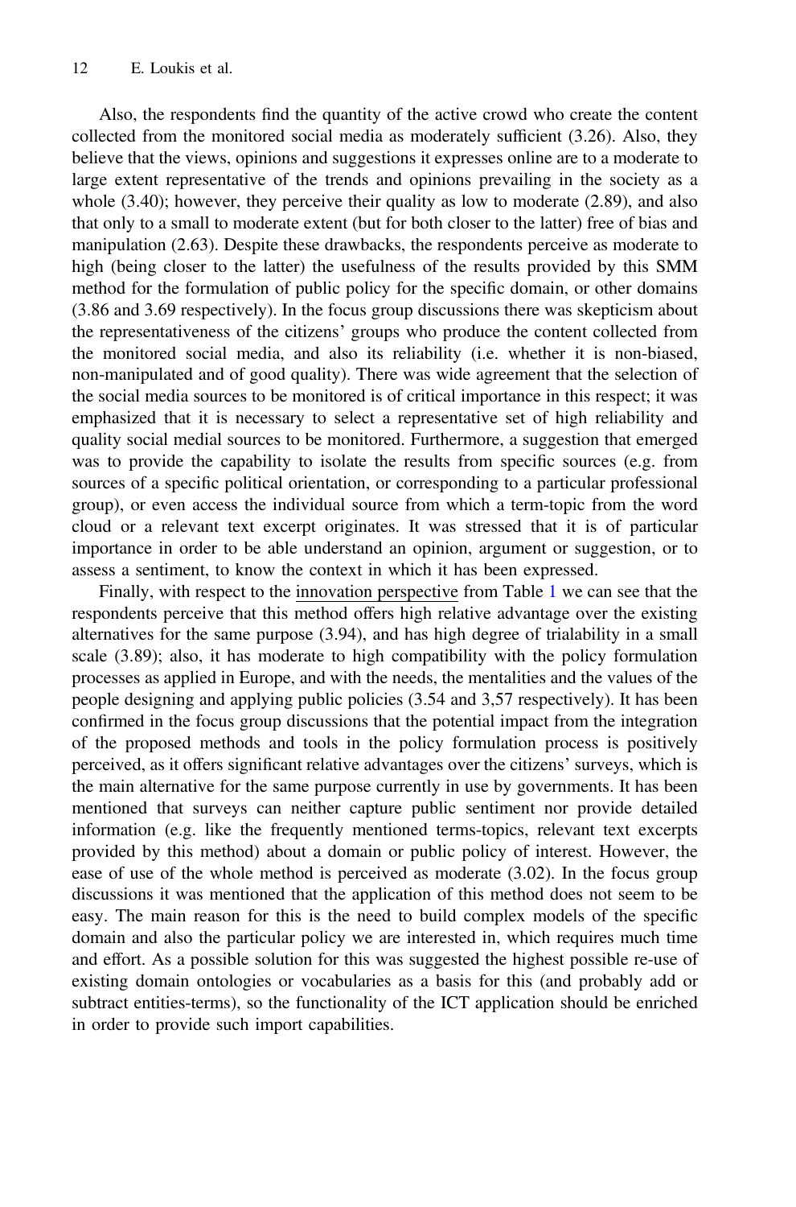Also, the respondents find the quantity of the active crowd who create the content collected from the monitored social media as moderately sufficient (3.26). Also, they believe that the views, opinions and suggestions it expresses online are to a moderate to large extent representative of the trends and opinions prevailing in the society as a whole (3.40); however, they perceive their quality as low to moderate (2.89), and also that only to a small to moderate extent (but for both closer to the latter) free of bias and manipulation (2.63). Despite these drawbacks, the respondents perceive as moderate to high (being closer to the latter) the usefulness of the results provided by this SMM method for the formulation of public policy for the specific domain, or other domains (3.86 and 3.69 respectively). In the focus group discussions there was skepticism about the representativeness of the citizens' groups who produce the content collected from the monitored social media, and also its reliability (i.e. whether it is non-biased, non-manipulated and of good quality). There was wide agreement that the selection of the social media sources to be monitored is of critical importance in this respect; it was emphasized that it is necessary to select a representative set of high reliability and quality social medial sources to be monitored. Furthermore, a suggestion that emerged was to provide the capability to isolate the results from specific sources (e.g. from sources of a specific political orientation, or corresponding to a particular professional group), or even access the individual source from which a term-topic from the word cloud or a relevant text excerpt originates. It was stressed that it is of particular importance in order to be able understand an opinion, argument or suggestion, or to assess a sentiment, to know the context in which it has been expressed.

Finally, with respect to the innovation perspective from Table 1 we can see that the respondents perceive that this method offers high relative advantage over the existing alternatives for the same purpose (3.94), and has high degree of trialability in a small scale (3.89); also, it has moderate to high compatibility with the policy formulation processes as applied in Europe, and with the needs, the mentalities and the values of the people designing and applying public policies (3.54 and 3,57 respectively). It has been confirmed in the focus group discussions that the potential impact from the integration of the proposed methods and tools in the policy formulation process is positively perceived, as it offers significant relative advantages over the citizens' surveys, which is the main alternative for the same purpose currently in use by governments. It has been mentioned that surveys can neither capture public sentiment nor provide detailed information (e.g. like the frequently mentioned terms-topics, relevant text excerpts provided by this method) about a domain or public policy of interest. However, the ease of use of the whole method is perceived as moderate (3.02). In the focus group discussions it was mentioned that the application of this method does not seem to be easy. The main reason for this is the need to build complex models of the specific domain and also the particular policy we are interested in, which requires much time and effort. As a possible solution for this was suggested the highest possible re-use of existing domain ontologies or vocabularies as a basis for this (and probably add or subtract entities-terms), so the functionality of the ICT application should be enriched in order to provide such import capabilities.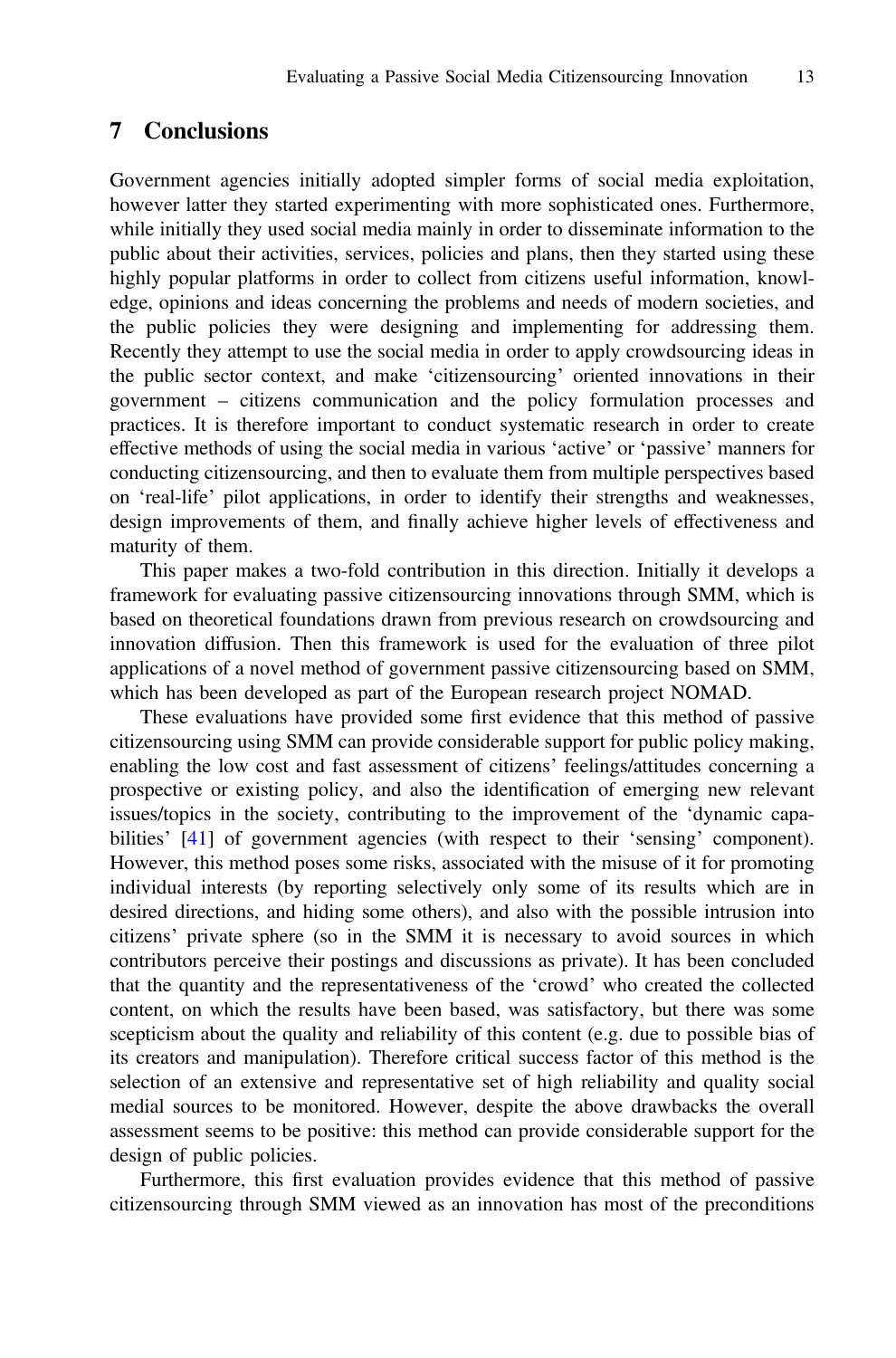## 7 Conclusions

Government agencies initially adopted simpler forms of social media exploitation, however latter they started experimenting with more sophisticated ones. Furthermore, while initially they used social media mainly in order to disseminate information to the public about their activities, services, policies and plans, then they started using these highly popular platforms in order to collect from citizens useful information, knowledge, opinions and ideas concerning the problems and needs of modern societies, and the public policies they were designing and implementing for addressing them. Recently they attempt to use the social media in order to apply crowdsourcing ideas in the public sector context, and make 'citizensourcing' oriented innovations in their government – citizens communication and the policy formulation processes and practices. It is therefore important to conduct systematic research in order to create effective methods of using the social media in various 'active' or 'passive' manners for conducting citizensourcing, and then to evaluate them from multiple perspectives based on 'real-life' pilot applications, in order to identify their strengths and weaknesses, design improvements of them, and finally achieve higher levels of effectiveness and maturity of them.

This paper makes a two-fold contribution in this direction. Initially it develops a framework for evaluating passive citizensourcing innovations through SMM, which is based on theoretical foundations drawn from previous research on crowdsourcing and innovation diffusion. Then this framework is used for the evaluation of three pilot applications of a novel method of government passive citizensourcing based on SMM, which has been developed as part of the European research project NOMAD.

These evaluations have provided some first evidence that this method of passive citizensourcing using SMM can provide considerable support for public policy making, enabling the low cost and fast assessment of citizens' feelings/attitudes concerning a prospective or existing policy, and also the identification of emerging new relevant issues/topics in the society, contributing to the improvement of the 'dynamic capabilities' [41] of government agencies (with respect to their 'sensing' component). However, this method poses some risks, associated with the misuse of it for promoting individual interests (by reporting selectively only some of its results which are in desired directions, and hiding some others), and also with the possible intrusion into citizens' private sphere (so in the SMM it is necessary to avoid sources in which contributors perceive their postings and discussions as private). It has been concluded that the quantity and the representativeness of the 'crowd' who created the collected content, on which the results have been based, was satisfactory, but there was some scepticism about the quality and reliability of this content (e.g. due to possible bias of its creators and manipulation). Therefore critical success factor of this method is the selection of an extensive and representative set of high reliability and quality social medial sources to be monitored. However, despite the above drawbacks the overall assessment seems to be positive: this method can provide considerable support for the design of public policies.

Furthermore, this first evaluation provides evidence that this method of passive citizensourcing through SMM viewed as an innovation has most of the preconditions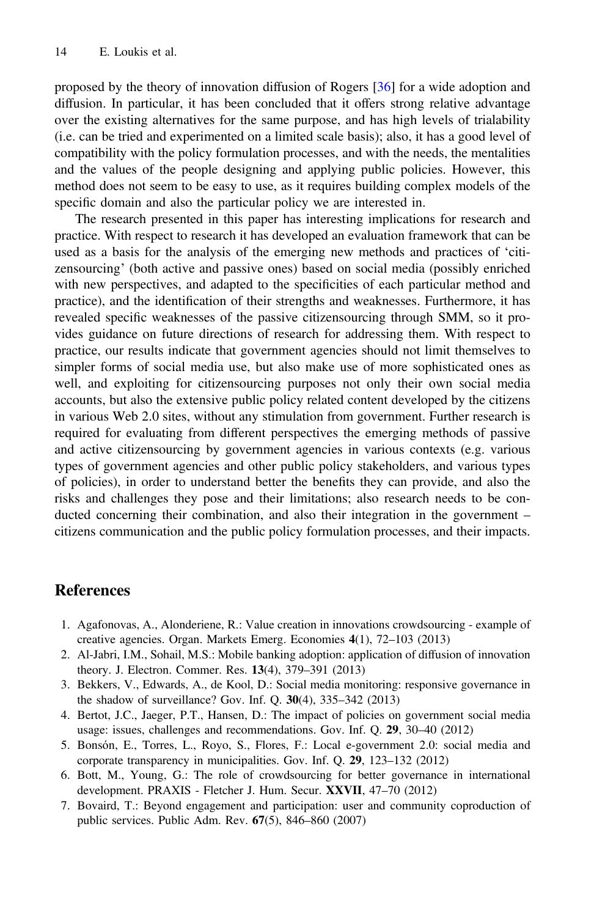proposed by the theory of innovation diffusion of Rogers [36] for a wide adoption and diffusion. In particular, it has been concluded that it offers strong relative advantage over the existing alternatives for the same purpose, and has high levels of trialability (i.e. can be tried and experimented on a limited scale basis); also, it has a good level of compatibility with the policy formulation processes, and with the needs, the mentalities and the values of the people designing and applying public policies. However, this method does not seem to be easy to use, as it requires building complex models of the specific domain and also the particular policy we are interested in.

The research presented in this paper has interesting implications for research and practice. With respect to research it has developed an evaluation framework that can be used as a basis for the analysis of the emerging new methods and practices of 'citizensourcing' (both active and passive ones) based on social media (possibly enriched with new perspectives, and adapted to the specificities of each particular method and practice), and the identification of their strengths and weaknesses. Furthermore, it has revealed specific weaknesses of the passive citizensourcing through SMM, so it provides guidance on future directions of research for addressing them. With respect to practice, our results indicate that government agencies should not limit themselves to simpler forms of social media use, but also make use of more sophisticated ones as well, and exploiting for citizensourcing purposes not only their own social media accounts, but also the extensive public policy related content developed by the citizens in various Web 2.0 sites, without any stimulation from government. Further research is required for evaluating from different perspectives the emerging methods of passive and active citizensourcing by government agencies in various contexts (e.g. various types of government agencies and other public policy stakeholders, and various types of policies), in order to understand better the benefits they can provide, and also the risks and challenges they pose and their limitations; also research needs to be conducted concerning their combination, and also their integration in the government – citizens communication and the public policy formulation processes, and their impacts.

## References

1. Agafonovas, A., Alonderiene, R.: Value creation in innovations crowdsourcing - example of creative agencies. Organ. Markets Emerg. Economies **4**(1), 72–103 (2013)
2. Al-Jabri, I.M., Sohail, M.S.: Mobile banking adoption: application of diffusion of innovation theory. J. Electron. Commer. Res. **13**(4), 379–391 (2013)
3. Bekkers, V., Edwards, A., de Kool, D.: Social media monitoring: responsive governance in the shadow of surveillance? Gov. Inf. Q. **30**(4), 335–342 (2013)
4. Bertot, J.C., Jaeger, P.T., Hansen, D.: The impact of policies on government social media usage: issues, challenges and recommendations. Gov. Inf. Q. **29**, 30–40 (2012)
5. Bonsón, E., Torres, L., Royo, S., Flores, F.: Local e-government 2.0: social media and corporate transparency in municipalities. Gov. Inf. Q. **29**, 123–132 (2012)
6. Bott, M., Young, G.: The role of crowdsourcing for better governance in international development. PRAXIS - Fletcher J. Hum. Secur. **XXVII**, 47–70 (2012)
7. Bovaird, T.: Beyond engagement and participation: user and community coproduction of public services. Public Adm. Rev. **67**(5), 846–860 (2007)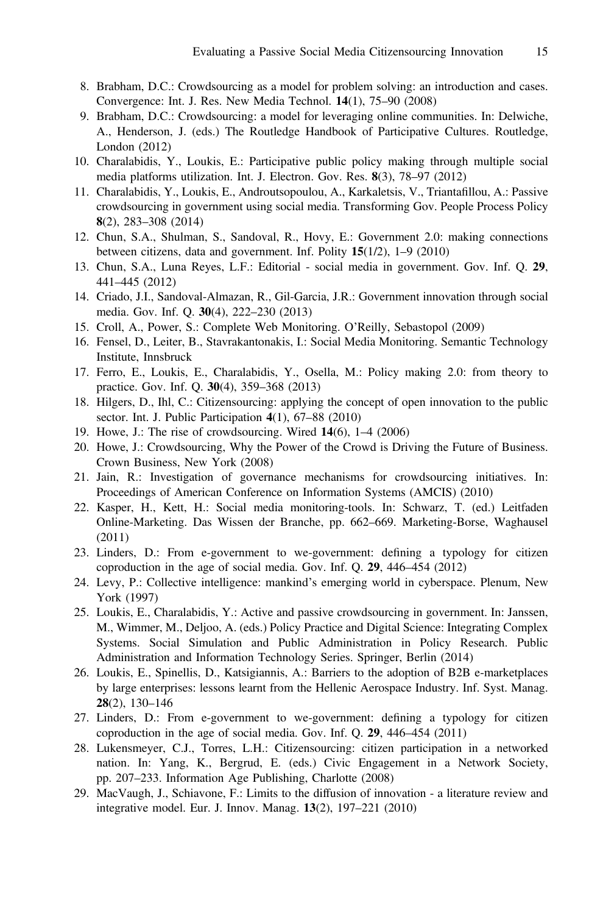8. Brabham, D.C.: Crowdsourcing as a model for problem solving: an introduction and cases. Convergence: Int. J. Res. New Media Technol. **14**(1), 75–90 (2008)
9. Brabham, D.C.: Crowdsourcing: a model for leveraging online communities. In: Delwiche, A., Henderson, J. (eds.) The Routledge Handbook of Participative Cultures. Routledge, London (2012)
10. Charalabidis, Y., Loukis, E.: Participative public policy making through multiple social media platforms utilization. Int. J. Electron. Gov. Res. **8**(3), 78–97 (2012)
11. Charalabidis, Y., Loukis, E., Androutsopoulou, A., Karkaletsis, V., Triantafillou, A.: Passive crowdsourcing in government using social media. Transforming Gov. People Process Policy **8**(2), 283–308 (2014)
12. Chun, S.A., Shulman, S., Sandoval, R., Hovy, E.: Government 2.0: making connections between citizens, data and government. Inf. Polity **15**(1/2), 1–9 (2010)
13. Chun, S.A., Luna Reyes, L.F.: Editorial - social media in government. Gov. Inf. Q. **29**, 441–445 (2012)
14. Criado, J.I., Sandoval-Almazan, R., Gil-Garcia, J.R.: Government innovation through social media. Gov. Inf. Q. **30**(4), 222–230 (2013)
15. Croll, A., Power, S.: Complete Web Monitoring. O'Reilly, Sebastopol (2009)
16. Fensel, D., Leiter, B., Stavrakantonakis, I.: Social Media Monitoring. Semantic Technology Institute, Innsbruck
17. Ferro, E., Loukis, E., Charalabidis, Y., Osella, M.: Policy making 2.0: from theory to practice. Gov. Inf. Q. **30**(4), 359–368 (2013)
18. Hilgers, D., Ihl, C.: Citizensourcing: applying the concept of open innovation to the public sector. Int. J. Public Participation **4**(1), 67–88 (2010)
19. Howe, J.: The rise of crowdsourcing. Wired **14**(6), 1–4 (2006)
20. Howe, J.: Crowdsourcing, Why the Power of the Crowd is Driving the Future of Business. Crown Business, New York (2008)
21. Jain, R.: Investigation of governance mechanisms for crowdsourcing initiatives. In: Proceedings of American Conference on Information Systems (AMCIS) (2010)
22. Kasper, H., Kett, H.: Social media monitoring-tools. In: Schwarz, T. (ed.) Leitfaden Online-Marketing. Das Wissen der Branche, pp. 662–669. Marketing-Borse, Waghausel (2011)
23. Linders, D.: From e-government to we-government: defining a typology for citizen coproduction in the age of social media. Gov. Inf. Q. **29**, 446–454 (2012)
24. Levy, P.: Collective intelligence: mankind's emerging world in cyberspace. Plenum, New York (1997)
25. Loukis, E., Charalabidis, Y.: Active and passive crowdsourcing in government. In: Janssen, M., Wimmer, M., Deljoo, A. (eds.) Policy Practice and Digital Science: Integrating Complex Systems. Social Simulation and Public Administration in Policy Research. Public Administration and Information Technology Series. Springer, Berlin (2014)
26. Loukis, E., Spinellis, D., Katsigiannis, A.: Barriers to the adoption of B2B e-marketplaces by large enterprises: lessons learnt from the Hellenic Aerospace Industry. Inf. Syst. Manag. **28**(2), 130–146
27. Linders, D.: From e-government to we-government: defining a typology for citizen coproduction in the age of social media. Gov. Inf. Q. **29**, 446–454 (2011)
28. Lukensmeyer, C.J., Torres, L.H.: Citizensourcing: citizen participation in a networked nation. In: Yang, K., Bergrud, E. (eds.) Civic Engagement in a Network Society, pp. 207–233. Information Age Publishing, Charlotte (2008)
29. MacVaugh, J., Schiavone, F.: Limits to the diffusion of innovation - a literature review and integrative model. Eur. J. Innov. Manag. **13**(2), 197–221 (2010)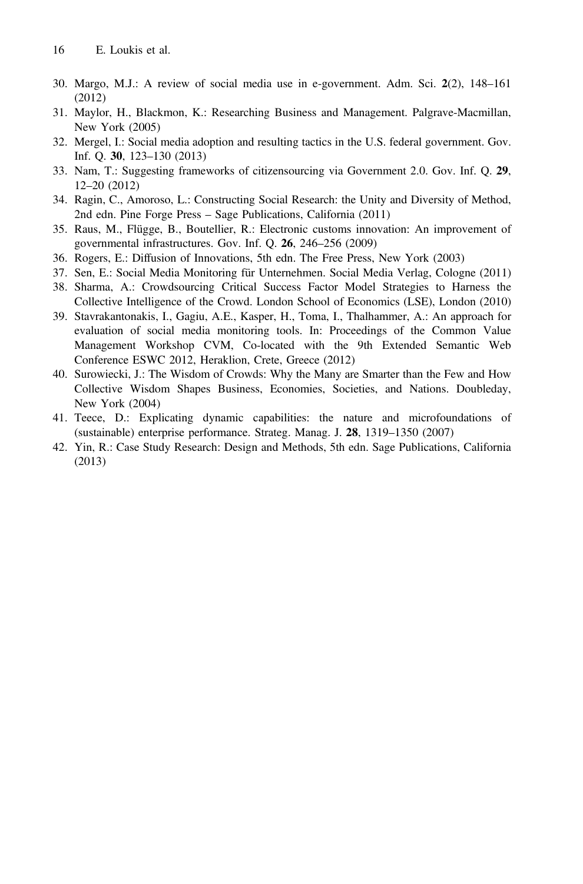30. Margo, M.J.: A review of social media use in e-government. Adm. Sci. **2**(2), 148–161 (2012)
31. Maylor, H., Blackmon, K.: Researching Business and Management. Palgrave-Macmillan, New York (2005)
32. Mergel, I.: Social media adoption and resulting tactics in the U.S. federal government. Gov. Inf. Q. **30**, 123–130 (2013)
33. Nam, T.: Suggesting frameworks of citizensourcing via Government 2.0. Gov. Inf. Q. **29**, 12–20 (2012)
34. Ragin, C., Amoroso, L.: Constructing Social Research: the Unity and Diversity of Method, 2nd edn. Pine Forge Press – Sage Publications, California (2011)
35. Raus, M., Flügge, B., Boutellier, R.: Electronic customs innovation: An improvement of governmental infrastructures. Gov. Inf. Q. **26**, 246–256 (2009)
36. Rogers, E.: Diffusion of Innovations, 5th edn. The Free Press, New York (2003)
37. Sen, E.: Social Media Monitoring für Unternehmen. Social Media Verlag, Cologne (2011)
38. Sharma, A.: Crowdsourcing Critical Success Factor Model Strategies to Harness the Collective Intelligence of the Crowd. London School of Economics (LSE), London (2010)
39. Stavrakantonakis, I., Gagiu, A.E., Kasper, H., Toma, I., Thalhammer, A.: An approach for evaluation of social media monitoring tools. In: Proceedings of the Common Value Management Workshop CVM, Co-located with the 9th Extended Semantic Web Conference ESWC 2012, Heraklion, Crete, Greece (2012)
40. Surowiecki, J.: The Wisdom of Crowds: Why the Many are Smarter than the Few and How Collective Wisdom Shapes Business, Economies, Societies, and Nations. Doubleday, New York (2004)
41. Teece, D.: Explicating dynamic capabilities: the nature and microfoundations of (sustainable) enterprise performance. Strateg. Manag. J. **28**, 1319–1350 (2007)
42. Yin, R.: Case Study Research: Design and Methods, 5th edn. Sage Publications, California (2013)